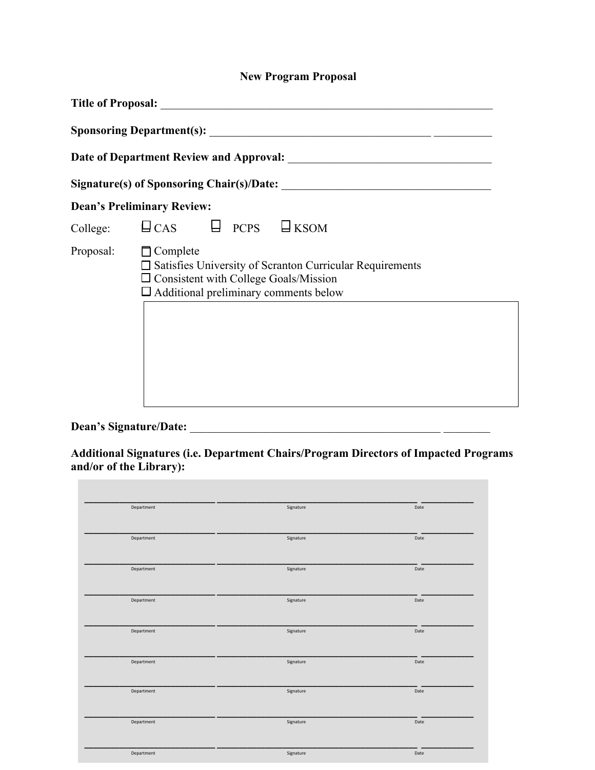# New Program Proposal

**Title of Proposal:** ____________________________________________________________

**Sponsoring Department(s):** ________________________________________ __________

**Date of Department Review and Approval:** ____________________________________

**Signature(s) of Sponsoring Chair(s)/Date:** ______________________________________

**Dean's Preliminary Review:**

College: ☐ CAS ☐ PCPS ☐ KSOM

Proposal:
- ☐ Complete
- ☐ Satisfies University of Scranton Curricular Requirements
- ☐ Consistent with College Goals/Mission
- ☐ Additional preliminary comments below

**Dean's Signature/Date:** _____________________________________________ ________

**Additional Signatures (i.e. Department Chairs/Program Directors of Impacted Programs and/or of the Library):**

| Department | Signature | Date |
|---|---|---|
| | | |
| | | |
| | | |
| | | |
| | | |
| | | |
| | | |
| | | |
| | | |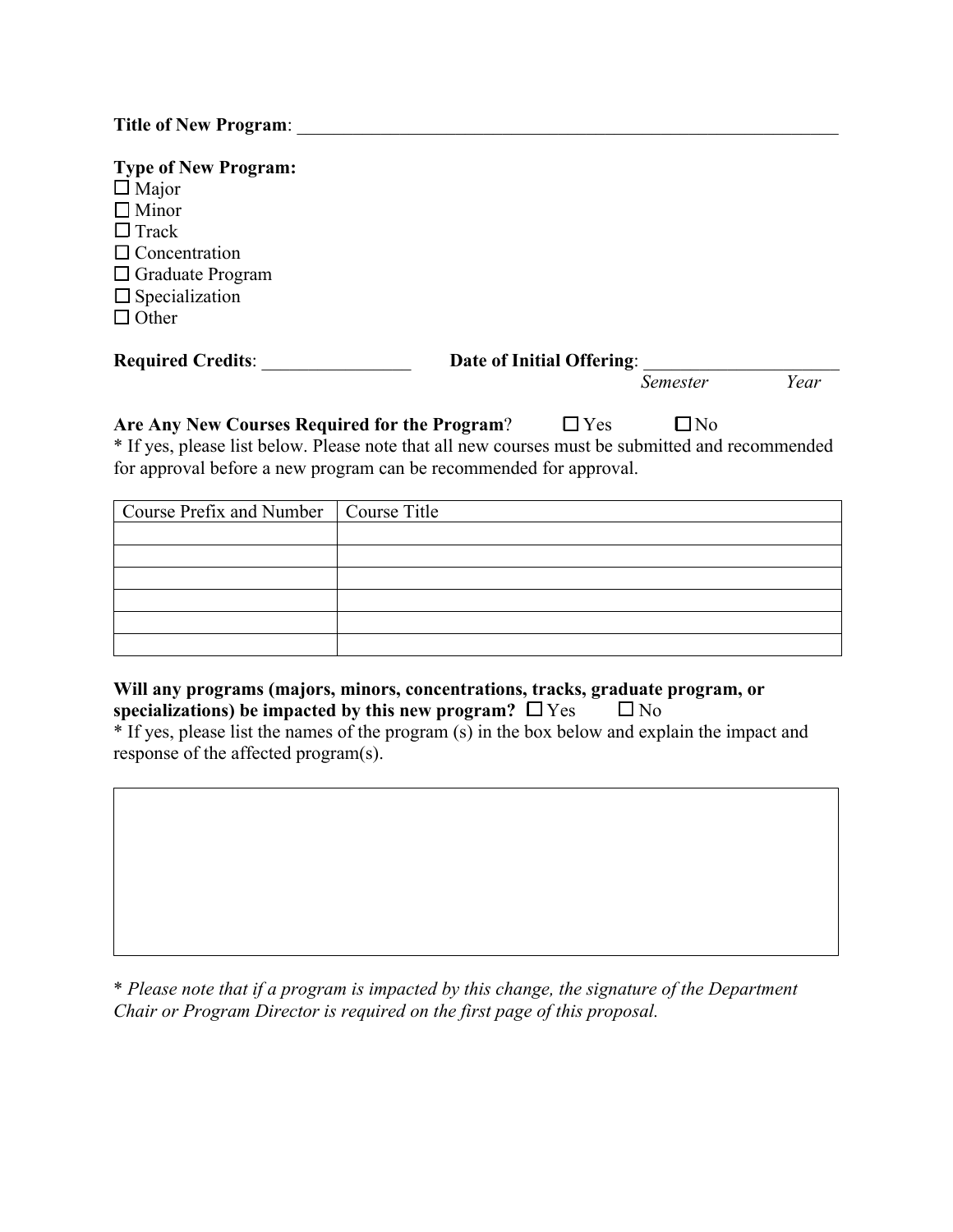**Title of New Program**: ____________________________________________________________

**Type of New Program:**

☐ Major
☐ Minor
☐ Track
☐ Concentration
☐ Graduate Program
☐ Specialization
☐ Other

**Required Credits**: ________________ **Date of Initial Offering**: _____________________
*Semester* *Year*

**Are Any New Courses Required for the Program**? ☐ Yes ☐ No

* If yes, please list below. Please note that all new courses must be submitted and recommended for approval before a new program can be recommended for approval.

| Course Prefix and Number | Course Title |
|---|---|
| | |
| | |
| | |
| | |
| | |
| | |

**Will any programs (majors, minors, concentrations, tracks, graduate program, or specializations) be impacted by this new program?** ☐ Yes ☐ No

* If yes, please list the names of the program (s) in the box below and explain the impact and response of the affected program(s).

| |
|---|
| |

* *Please note that if a program is impacted by this change, the signature of the Department Chair or Program Director is required on the first page of this proposal.*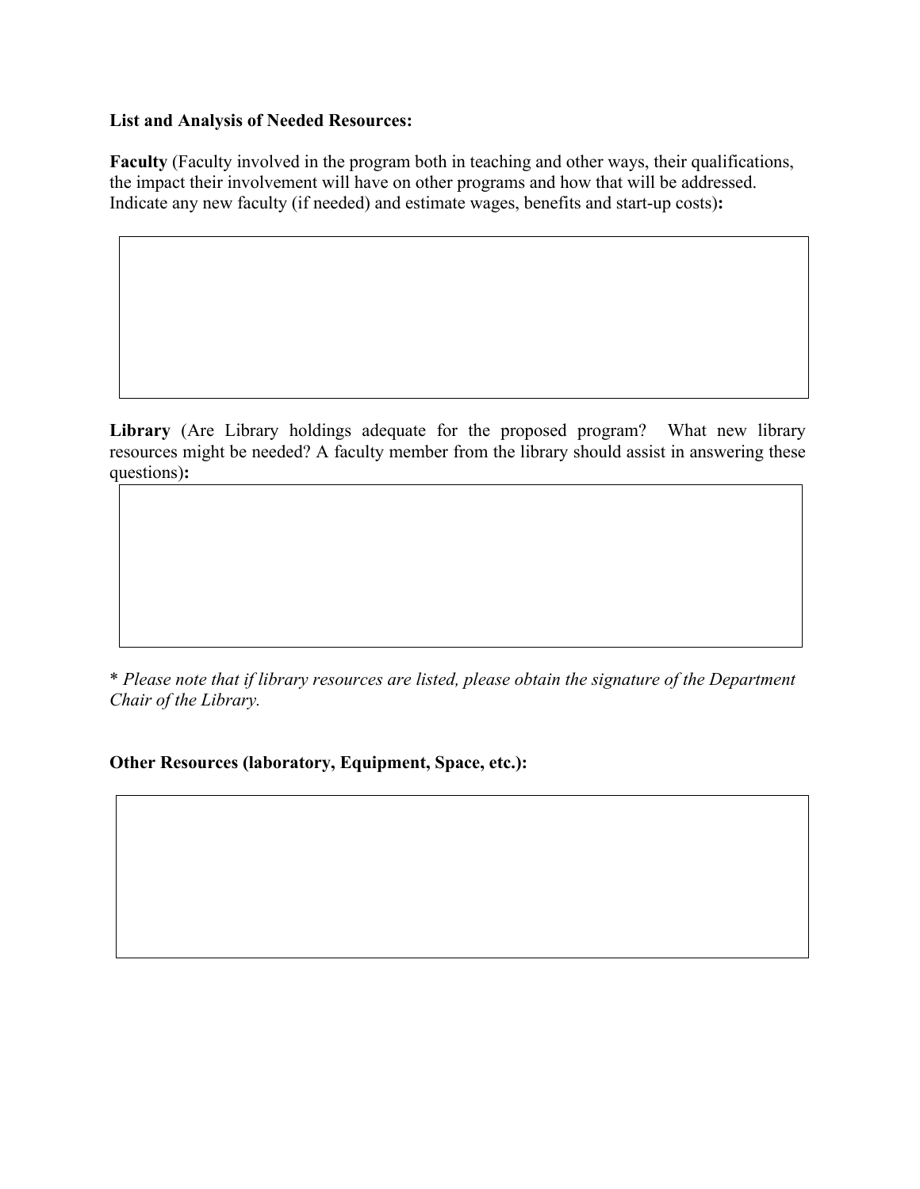**List and Analysis of Needed Resources:**

**Faculty** (Faculty involved in the program both in teaching and other ways, their qualifications, the impact their involvement will have on other programs and how that will be addressed. Indicate any new faculty (if needed) and estimate wages, benefits and start-up costs)**:**

|   |
|---|
|   |

**Library** (Are Library holdings adequate for the proposed program? What new library resources might be needed? A faculty member from the library should assist in answering these questions)**:**

|   |
|---|
|   |

* *Please note that if library resources are listed, please obtain the signature of the Department Chair of the Library.*

**Other Resources (laboratory, Equipment, Space, etc.):**

|   |
|---|
|   |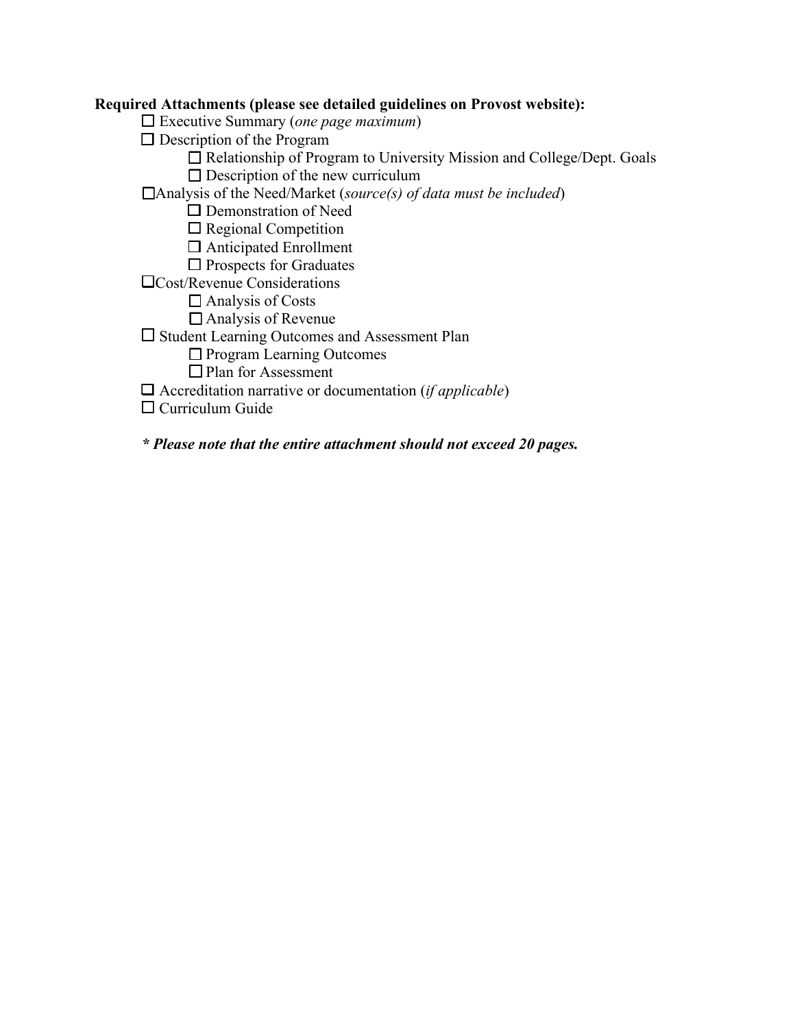**Required Attachments (please see detailed guidelines on Provost website):**

- ☐ Executive Summary (*one page maximum*)
- ☐ Description of the Program
  - ☐ Relationship of Program to University Mission and College/Dept. Goals
  - ☐ Description of the new curriculum
- ☐ Analysis of the Need/Market (*source(s) of data must be included*)
  - ☐ Demonstration of Need
  - ☐ Regional Competition
  - ☐ Anticipated Enrollment
  - ☐ Prospects for Graduates
- ☐ Cost/Revenue Considerations
  - ☐ Analysis of Costs
  - ☐ Analysis of Revenue
- ☐ Student Learning Outcomes and Assessment Plan
  - ☐ Program Learning Outcomes
  - ☐ Plan for Assessment
- ☐ Accreditation narrative or documentation (*if applicable*)
- ☐ Curriculum Guide

***\* Please note that the entire attachment should not exceed 20 pages.***